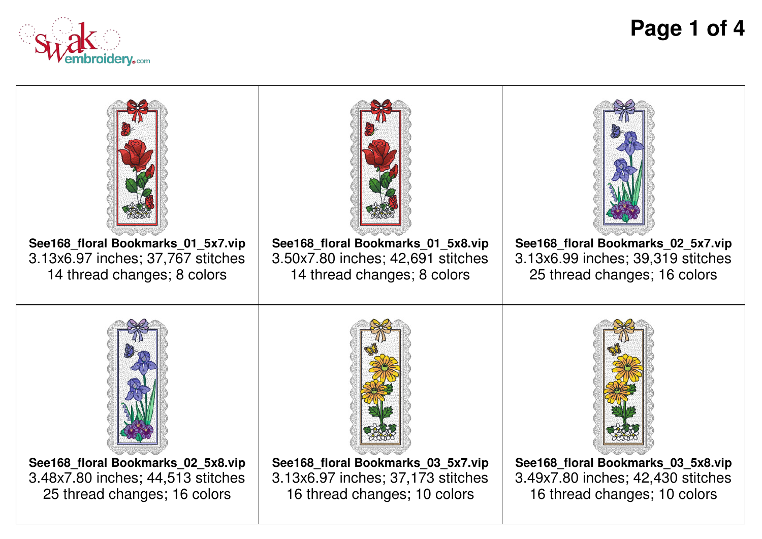| | | |
|---|---|---|
| **See168_floral Bookmarks_01_5x7.vip**<br>3.13x6.97 inches; 37,767 stitches<br>14 thread changes; 8 colors | **See168_floral Bookmarks_01_5x8.vip**<br>3.50x7.80 inches; 42,691 stitches<br>14 thread changes; 8 colors | **See168_floral Bookmarks_02_5x7.vip**<br>3.13x6.99 inches; 39,319 stitches<br>25 thread changes; 16 colors |
| **See168_floral Bookmarks_02_5x8.vip**<br>3.48x7.80 inches; 44,513 stitches<br>25 thread changes; 16 colors | **See168_floral Bookmarks_03_5x7.vip**<br>3.13x6.97 inches; 37,173 stitches<br>16 thread changes; 10 colors | **See168_floral Bookmarks_03_5x8.vip**<br>3.49x7.80 inches; 42,430 stitches<br>16 thread changes; 10 colors |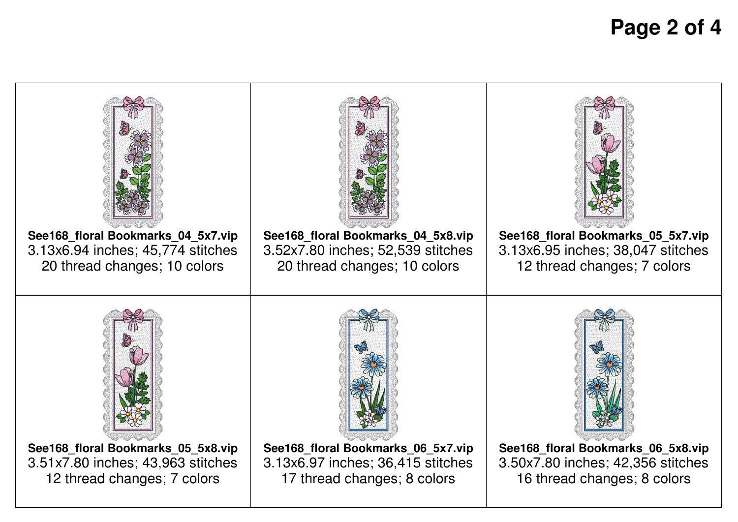| | | |
|---|---|---|
| **See168_floral Bookmarks_04_5x7.vip**<br>3.13x6.94 inches; 45,774 stitches<br>20 thread changes; 10 colors | **See168_floral Bookmarks_04_5x8.vip**<br>3.52x7.80 inches; 52,539 stitches<br>20 thread changes; 10 colors | **See168_floral Bookmarks_05_5x7.vip**<br>3.13x6.95 inches; 38,047 stitches<br>12 thread changes; 7 colors |
| **See168_floral Bookmarks_05_5x8.vip**<br>3.51x7.80 inches; 43,963 stitches<br>12 thread changes; 7 colors | **See168_floral Bookmarks_06_5x7.vip**<br>3.13x6.97 inches; 36,415 stitches<br>17 thread changes; 8 colors | **See168_floral Bookmarks_06_5x8.vip**<br>3.50x7.80 inches; 42,356 stitches<br>16 thread changes; 8 colors |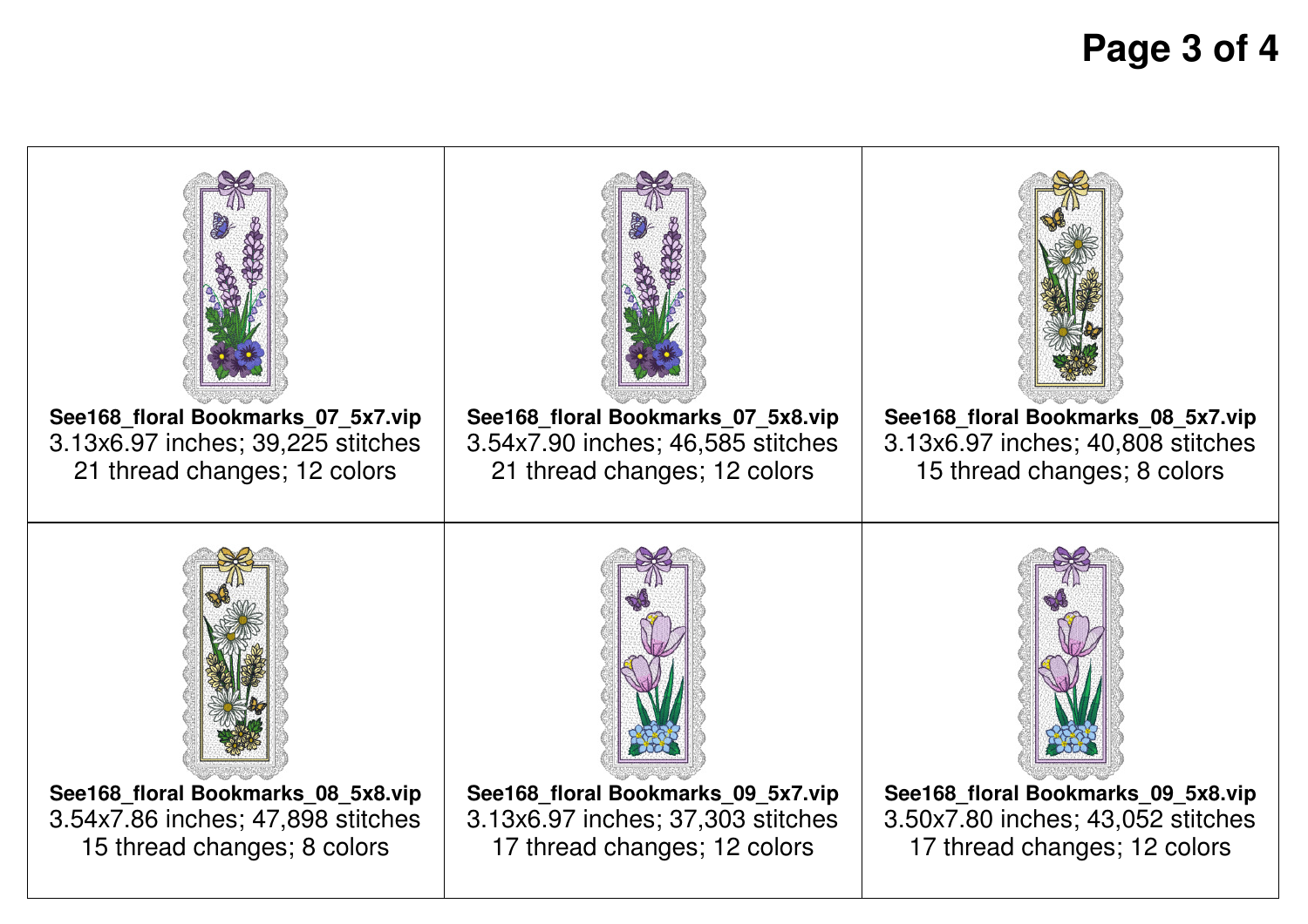| | | |
|---|---|---|
| **See168_floral Bookmarks_07_5x7.vip**<br>3.13x6.97 inches; 39,225 stitches<br>21 thread changes; 12 colors | **See168_floral Bookmarks_07_5x8.vip**<br>3.54x7.90 inches; 46,585 stitches<br>21 thread changes; 12 colors | **See168_floral Bookmarks_08_5x7.vip**<br>3.13x6.97 inches; 40,808 stitches<br>15 thread changes; 8 colors |
| **See168_floral Bookmarks_08_5x8.vip**<br>3.54x7.86 inches; 47,898 stitches<br>15 thread changes; 8 colors | **See168_floral Bookmarks_09_5x7.vip**<br>3.13x6.97 inches; 37,303 stitches<br>17 thread changes; 12 colors | **See168_floral Bookmarks_09_5x8.vip**<br>3.50x7.80 inches; 43,052 stitches<br>17 thread changes; 12 colors |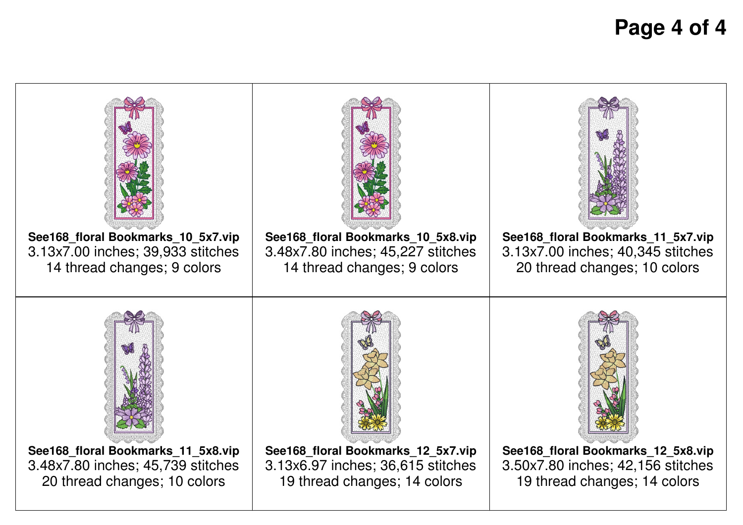| | | |
|---|---|---|
| **See168_floral Bookmarks_10_5x7.vip**<br>3.13x7.00 inches; 39,933 stitches<br>14 thread changes; 9 colors | **See168_floral Bookmarks_10_5x8.vip**<br>3.48x7.80 inches; 45,227 stitches<br>14 thread changes; 9 colors | **See168_floral Bookmarks_11_5x7.vip**<br>3.13x7.00 inches; 40,345 stitches<br>20 thread changes; 10 colors |
| **See168_floral Bookmarks_11_5x8.vip**<br>3.48x7.80 inches; 45,739 stitches<br>20 thread changes; 10 colors | **See168_floral Bookmarks_12_5x7.vip**<br>3.13x6.97 inches; 36,615 stitches<br>19 thread changes; 14 colors | **See168_floral Bookmarks_12_5x8.vip**<br>3.50x7.80 inches; 42,156 stitches<br>19 thread changes; 14 colors |